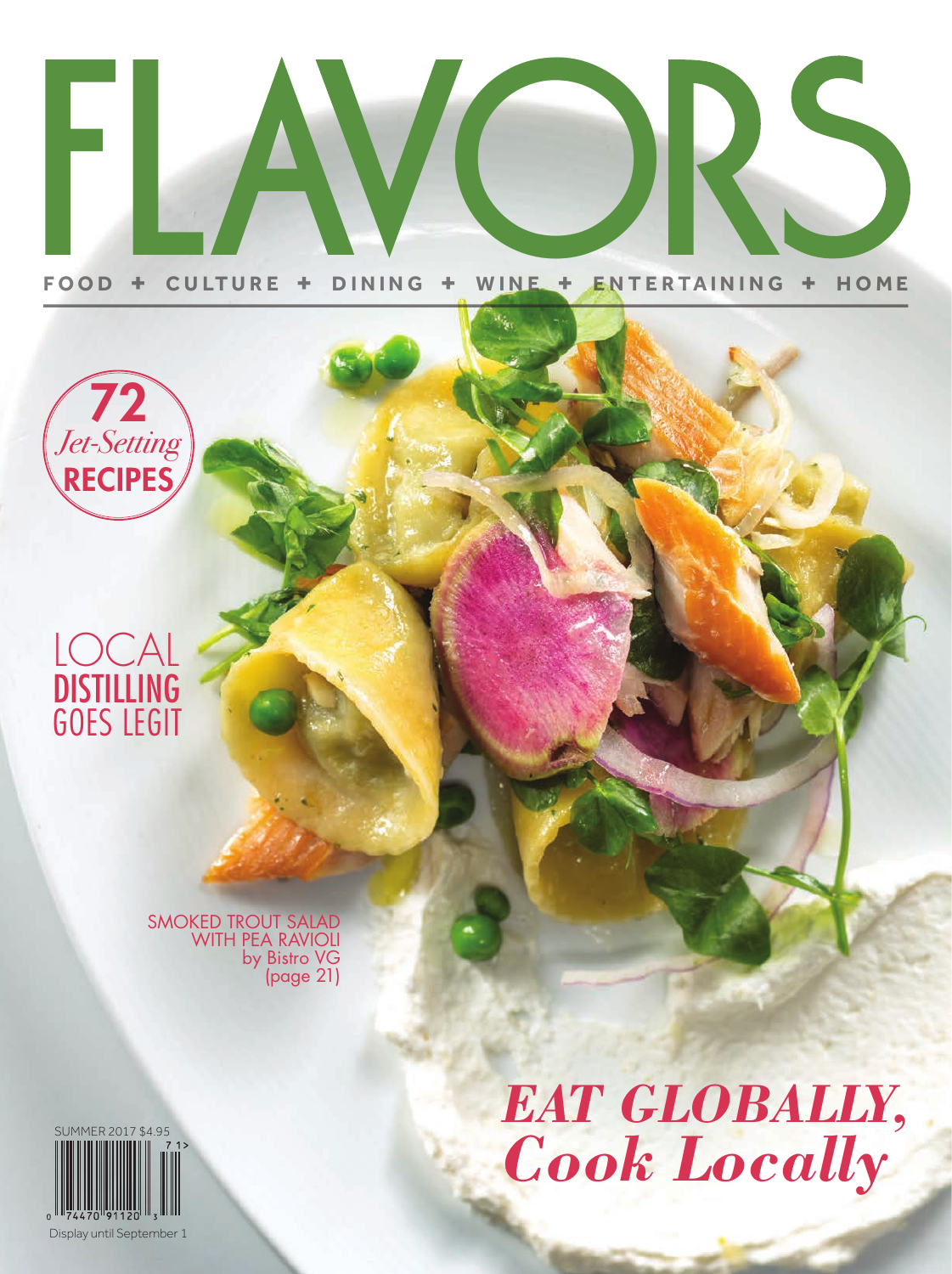# FLAVORS

FOOD + CULTURE + DINING + WINE + ENTERTAINING + HOME

**72** *Jet-Setting* **RECIPES**

LOCAL **DISTILLING** GOES LEGIT

SMOKED TROUT SALAD WITH PEA RAVIOLI by Bistro VG (page 21)

## *EAT GLOBALLY, Cook Locally*

SUMMER 2017 $4.95

Display until September 1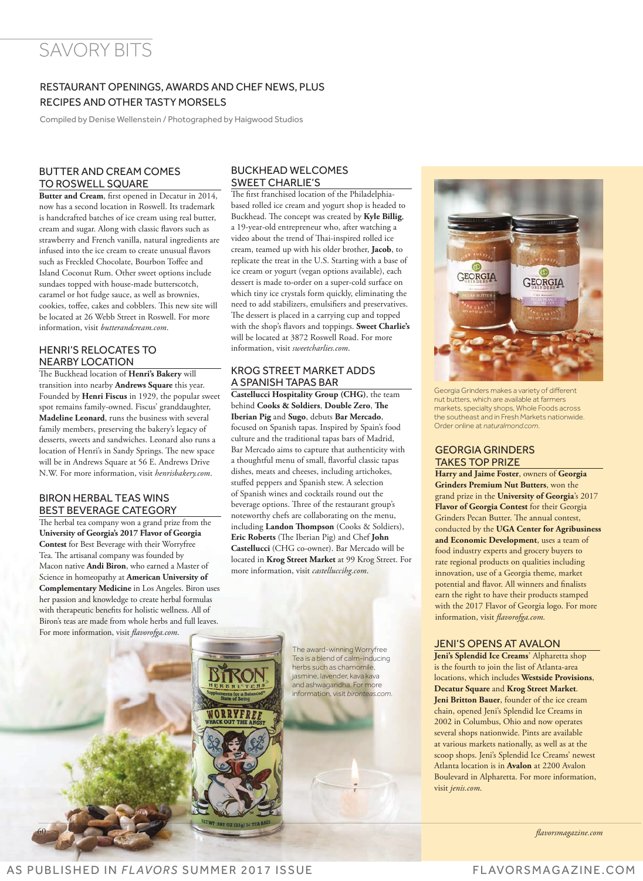# SAVORY BITS

## RESTAURANT OPENINGS, AWARDS AND CHEF NEWS, PLUS RECIPES AND OTHER TASTY MORSELS

Compiled by Denise Wellenstein / Photographed by Haigwood Studios

### BUTTER AND CREAM COMES TO ROSWELL SQUARE

**Butter and Cream**, first opened in Decatur in 2014, now has a second location in Roswell. Its trademark is handcrafted batches of ice cream using real butter, cream and sugar. Along with classic flavors such as strawberry and French vanilla, natural ingredients are infused into the ice cream to create unusual flavors such as Freckled Chocolate, Bourbon Toffee and Island Coconut Rum. Other sweet options include sundaes topped with house-made butterscotch, caramel or hot fudge sauce, as well as brownies, cookies, toffee, cakes and cobblers. This new site will be located at 26 Webb Street in Roswell. For more information, visit *butterandcream.com*.

### HENRI'S RELOCATES TO NEARBY LOCATION

The Buckhead location of **Henri's Bakery** will transition into nearby **Andrews Square** this year. Founded by **Henri Fiscus** in 1929, the popular sweet spot remains family-owned. Fiscus' granddaughter, **Madeline Leonard**, runs the business with several family members, preserving the bakery's legacy of desserts, sweets and sandwiches. Leonard also runs a location of Henri's in Sandy Springs. The new space will be in Andrews Square at 56 E. Andrews Drive N.W. For more information, visit *henrisbakery.com*.

### BIRON HERBAL TEAS WINS BEST BEVERAGE CATEGORY

The herbal tea company won a grand prize from the **University of Georgia's 2017 Flavor of Georgia Contest** for Best Beverage with their Worryfree Tea. The artisanal company was founded by Macon native **Andi Biron**, who earned a Master of Science in homeopathy at **American University of Complementary Medicine** in Los Angeles. Biron uses her passion and knowledge to create herbal formulas with therapeutic benefits for holistic wellness. All of Biron's teas are made from whole herbs and full leaves. For more information, visit *flavorofga.com*.

### BUCKHEAD WELCOMES SWEET CHARLIE'S

The first franchised location of the Philadelphia-based rolled ice cream and yogurt shop is headed to Buckhead. The concept was created by **Kyle Billig**, a 19-year-old entrepreneur who, after watching a video about the trend of Thai-inspired rolled ice cream, teamed up with his older brother, **Jacob**, to replicate the treat in the U.S. Starting with a base of ice cream or yogurt (vegan options available), each dessert is made to-order on a super-cold surface on which tiny ice crystals form quickly, eliminating the need to add stabilizers, emulsifiers and preservatives. The dessert is placed in a carrying cup and topped with the shop's flavors and toppings. **Sweet Charlie's** will be located at 3872 Roswell Road. For more information, visit *sweetcharlies.com*.

### KROG STREET MARKET ADDS A SPANISH TAPAS BAR

**Castellucci Hospitality Group (CHG)**, the team behind **Cooks & Soldiers**, **Double Zero**, **The Iberian Pig** and **Sugo**, debuts **Bar Mercado**, focused on Spanish tapas. Inspired by Spain's food culture and the traditional tapas bars of Madrid, Bar Mercado aims to capture that authenticity with a thoughtful menu of small, flavorful classic tapas dishes, meats and cheeses, including artichokes, stuffed peppers and Spanish stew. A selection of Spanish wines and cocktails round out the beverage options. Three of the restaurant group's noteworthy chefs are collaborating on the menu, including **Landon Thompson** (Cooks & Soldiers), **Eric Roberts** (The Iberian Pig) and Chef **John Castellucci** (CHG co-owner). Bar Mercado will be located in **Krog Street Market** at 99 Krog Street. For more information, visit *castelluccihg.com*.

The award-winning Worryfree Tea is a blend of calm-inducing herbs such as chamomile, jasmine, lavender, kava kava and ashwagandha. For more information, visit *bironteas.com*.

Georgia Grinders makes a variety of different nut butters, which are available at farmers markets, specialty shops, Whole Foods across the southeast and in Fresh Markets nationwide. Order online at *naturalmond.com*.

### GEORGIA GRINDERS TAKES TOP PRIZE

**Harry and Jaime Foster**, owners of **Georgia Grinders Premium Nut Butters**, won the grand prize in the **University of Georgia**'s 2017 **Flavor of Georgia Contest** for their Georgia Grinders Pecan Butter. The annual contest, conducted by the **UGA Center for Agribusiness and Economic Development**, uses a team of food industry experts and grocery buyers to rate regional products on qualities including innovation, use of a Georgia theme, market potential and flavor. All winners and finalists earn the right to have their products stamped with the 2017 Flavor of Georgia logo. For more information, visit *flavorofga.com*.

### JENI'S OPENS AT AVALON

**Jeni's Splendid Ice Creams**' Alpharetta shop is the fourth to join the list of Atlanta-area locations, which includes **Westside Provisions**, **Decatur Square** and **Krog Street Market**. **Jeni Britton Bauer**, founder of the ice cream chain, opened Jeni's Splendid Ice Creams in 2002 in Columbus, Ohio and now operates several shops nationwide. Pints are available at various markets nationally, as well as at the scoop shops. Jeni's Splendid Ice Creams' newest Atlanta location is in **Avalon** at 2200 Avalon Boulevard in Alpharetta. For more information, visit *jenis.com*.